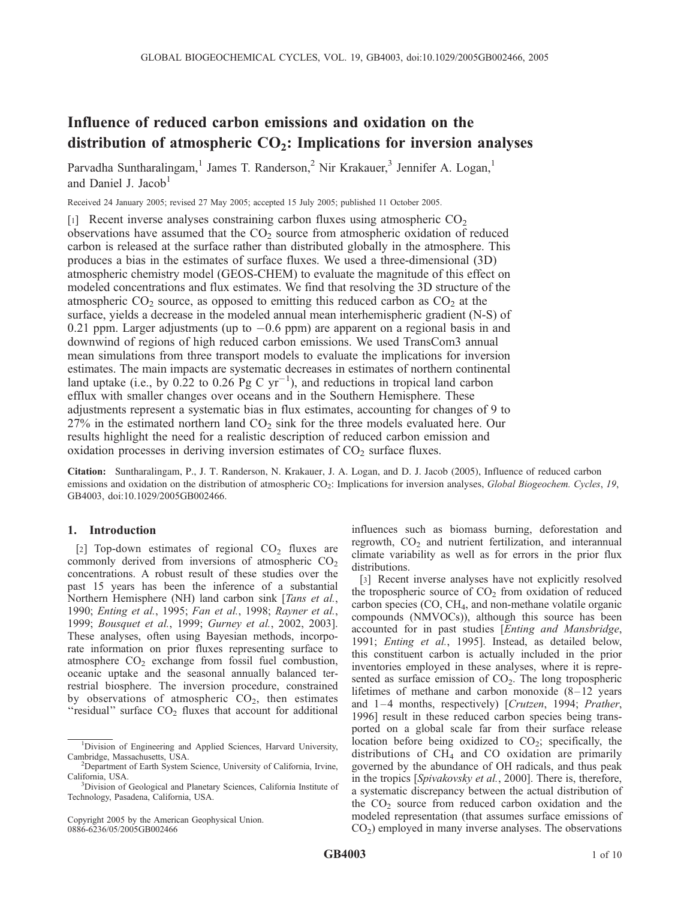# Influence of reduced carbon emissions and oxidation on the distribution of atmospheric $CO_2$: Implications for inversion analyses

Parvadha Suntharalingam,[1] James T. Randerson,[2] Nir Krakauer,[3] Jennifer A. Logan,[1] and Daniel J. Jacob[1]

Received 24 January 2005; revised 27 May 2005; accepted 15 July 2005; published 11 October 2005.

[1] Recent inverse analyses constraining carbon fluxes using atmospheric $CO_2$ observations have assumed that the $CO_2$ source from atmospheric oxidation of reduced carbon is released at the surface rather than distributed globally in the atmosphere. This produces a bias in the estimates of surface fluxes. We used a three-dimensional (3D) atmospheric chemistry model (GEOS-CHEM) to evaluate the magnitude of this effect on modeled concentrations and flux estimates. We find that resolving the 3D structure of the atmospheric $CO_2$ source, as opposed to emitting this reduced carbon as $CO_2$ at the surface, yields a decrease in the modeled annual mean interhemispheric gradient (N-S) of 0.21 ppm. Larger adjustments (up to −0.6 ppm) are apparent on a regional basis in and downwind of regions of high reduced carbon emissions. We used TransCom3 annual mean simulations from three transport models to evaluate the implications for inversion estimates. The main impacts are systematic decreases in estimates of northern continental land uptake (i.e., by 0.22 to 0.26 Pg C $yr^{-1}$), and reductions in tropical land carbon efflux with smaller changes over oceans and in the Southern Hemisphere. These adjustments represent a systematic bias in flux estimates, accounting for changes of 9 to 27% in the estimated northern land $CO_2$ sink for the three models evaluated here. Our results highlight the need for a realistic description of reduced carbon emission and oxidation processes in deriving inversion estimates of $CO_2$ surface fluxes.

**Citation:** Suntharalingam, P., J. T. Randerson, N. Krakauer, J. A. Logan, and D. J. Jacob (2005), Influence of reduced carbon emissions and oxidation on the distribution of atmospheric $CO_2$: Implications for inversion analyses, *Global Biogeochem. Cycles*, *19*, GB4003, doi:10.1029/2005GB002466.

## 1. Introduction

[2] Top-down estimates of regional $CO_2$ fluxes are commonly derived from inversions of atmospheric $CO_2$ concentrations. A robust result of these studies over the past 15 years has been the inference of a substantial Northern Hemisphere (NH) land carbon sink [*Tans et al.*, 1990; *Enting et al.*, 1995; *Fan et al.*, 1998; *Rayner et al.*, 1999; *Bousquet et al.*, 1999; *Gurney et al.*, 2002, 2003]. These analyses, often using Bayesian methods, incorporate information on prior fluxes representing surface to atmosphere $CO_2$ exchange from fossil fuel combustion, oceanic uptake and the seasonal annually balanced terrestrial biosphere. The inversion procedure, constrained by observations of atmospheric $CO_2$, then estimates "residual" surface $CO_2$ fluxes that account for additional influences such as biomass burning, deforestation and regrowth, $CO_2$ and nutrient fertilization, and interannual climate variability as well as for errors in the prior flux distributions.

[3] Recent inverse analyses have not explicitly resolved the tropospheric source of $CO_2$ from oxidation of reduced carbon species (CO, $CH_4$, and non-methane volatile organic compounds (NMVOCs)), although this source has been accounted for in past studies [*Enting and Mansbridge*, 1991; *Enting et al.*, 1995]. Instead, as detailed below, this constituent carbon is actually included in the prior inventories employed in these analyses, where it is represented as surface emission of $CO_2$. The long tropospheric lifetimes of methane and carbon monoxide (8–12 years and 1–4 months, respectively) [*Crutzen*, 1994; *Prather*, 1996] result in these reduced carbon species being transported on a global scale far from their surface release location before being oxidized to $CO_2$; specifically, the distributions of $CH_4$ and CO oxidation are primarily governed by the abundance of OH radicals, and thus peak in the tropics [*Spivakovsky et al.*, 2000]. There is, therefore, a systematic discrepancy between the actual distribution of the $CO_2$ source from reduced carbon oxidation and the modeled representation (that assumes surface emissions of $CO_2$) employed in many inverse analyses. The observations

---

[1] Division of Engineering and Applied Sciences, Harvard University, Cambridge, Massachusetts, USA.

[2] Department of Earth System Science, University of California, Irvine, California, USA.

[3] Division of Geological and Planetary Sciences, California Institute of Technology, Pasadena, California, USA.

Copyright 2005 by the American Geophysical Union.
0886-6236/05/2005GB002466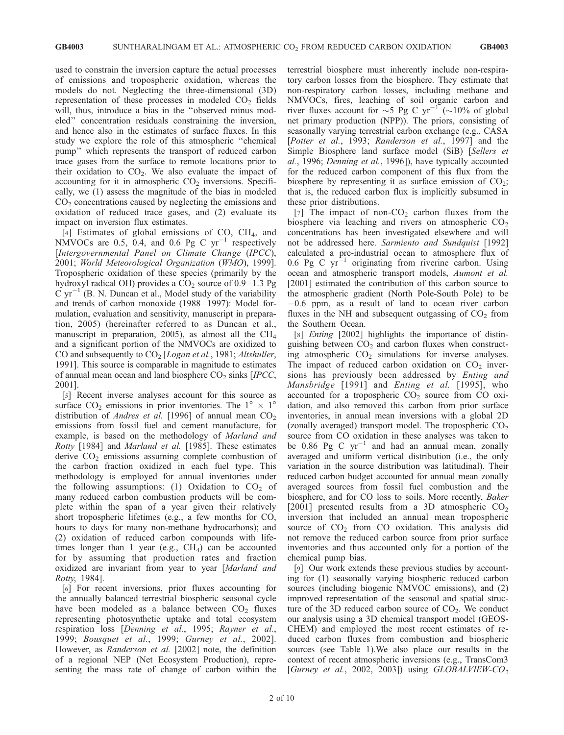used to constrain the inversion capture the actual processes of emissions and tropospheric oxidation, whereas the models do not. Neglecting the three-dimensional (3D) representation of these processes in modeled $CO_2$ fields will, thus, introduce a bias in the "observed minus modeled" concentration residuals constraining the inversion, and hence also in the estimates of surface fluxes. In this study we explore the role of this atmospheric "chemical pump" which represents the transport of reduced carbon trace gases from the surface to remote locations prior to their oxidation to $CO_2$. We also evaluate the impact of accounting for it in atmospheric $CO_2$ inversions. Specifically, we (1) assess the magnitude of the bias in modeled $CO_2$ concentrations caused by neglecting the emissions and oxidation of reduced trace gases, and (2) evaluate its impact on inversion flux estimates.

[4] Estimates of global emissions of CO, $CH_4$, and NMVOCs are 0.5, 0.4, and 0.6 Pg C $yr^{-1}$ respectively [*Intergovernmental Panel on Climate Change* (*IPCC*), 2001; *World Meteorological Organization* (*WMO*), 1999]. Tropospheric oxidation of these species (primarily by the hydroxyl radical OH) provides a $CO_2$ source of 0.9–1.3 Pg C $yr^{-1}$ (B. N. Duncan et al., Model study of the variability and trends of carbon monoxide (1988–1997): Model formulation, evaluation and sensitivity, manuscript in preparation, 2005) (hereinafter referred to as Duncan et al., manuscript in preparation, 2005), as almost all the $CH_4$ and a significant portion of the NMVOCs are oxidized to CO and subsequently to $CO_2$ [*Logan et al.*, 1981; *Altshuller*, 1991]. This source is comparable in magnitude to estimates of annual mean ocean and land biosphere $CO_2$ sinks [*IPCC*, 2001].

[5] Recent inverse analyses account for this source as surface $CO_2$ emissions in prior inventories. The $1^\circ \times 1^\circ$ distribution of *Andres et al.* [1996] of annual mean $CO_2$ emissions from fossil fuel and cement manufacture, for example, is based on the methodology of *Marland and Rotty* [1984] and *Marland et al.* [1985]. These estimates derive $CO_2$ emissions assuming complete combustion of the carbon fraction oxidized in each fuel type. This methodology is employed for annual inventories under the following assumptions: (1) Oxidation to $CO_2$ of many reduced carbon combustion products will be complete within the span of a year given their relatively short tropospheric lifetimes (e.g., a few months for CO, hours to days for many non-methane hydrocarbons); and (2) oxidation of reduced carbon compounds with lifetimes longer than 1 year (e.g., $CH_4$) can be accounted for by assuming that production rates and fraction oxidized are invariant from year to year [*Marland and Rotty*, 1984].

[6] For recent inversions, prior fluxes accounting for the annually balanced terrestrial biospheric seasonal cycle have been modeled as a balance between $CO_2$ fluxes representing photosynthetic uptake and total ecosystem respiration loss [*Denning et al.*, 1995; *Rayner et al.*, 1999; *Bousquet et al.*, 1999; *Gurney et al.*, 2002]. However, as *Randerson et al.* [2002] note, the definition of a regional NEP (Net Ecosystem Production), representing the mass rate of change of carbon within the terrestrial biosphere must inherently include non-respiratory carbon losses from the biosphere. They estimate that non-respiratory carbon losses, including methane and NMVOCs, fires, leaching of soil organic carbon and river fluxes account for ~5 Pg C $yr^{-1}$ (~10% of global net primary production (NPP)). The priors, consisting of seasonally varying terrestrial carbon exchange (e.g., CASA [*Potter et al.*, 1993; *Randerson et al.*, 1997] and the Simple Biosphere land surface model (SiB) [*Sellers et al.*, 1996; *Denning et al.*, 1996]), have typically accounted for the reduced carbon component of this flux from the biosphere by representing it as surface emission of $CO_2$; that is, the reduced carbon flux is implicitly subsumed in these prior distributions.

[7] The impact of non-$CO_2$ carbon fluxes from the biosphere via leaching and rivers on atmospheric $CO_2$ concentrations has been investigated elsewhere and will not be addressed here. *Sarmiento and Sundquist* [1992] calculated a pre-industrial ocean to atmosphere flux of 0.6 Pg C $yr^{-1}$ originating from riverine carbon. Using ocean and atmospheric transport models, *Aumont et al.* [2001] estimated the contribution of this carbon source to the atmospheric gradient (North Pole-South Pole) to be −0.6 ppm, as a result of land to ocean river carbon fluxes in the NH and subsequent outgassing of $CO_2$ from the Southern Ocean.

[8] *Enting* [2002] highlights the importance of distinguishing between $CO_2$ and carbon fluxes when constructing atmospheric $CO_2$ simulations for inverse analyses. The impact of reduced carbon oxidation on $CO_2$ inversions has previously been addressed by *Enting and Mansbridge* [1991] and *Enting et al.* [1995], who accounted for a tropospheric $CO_2$ source from CO oxidation, and also removed this carbon from prior surface inventories, in annual mean inversions with a global 2D (zonally averaged) transport model. The tropospheric $CO_2$ source from CO oxidation in these analyses was taken to be 0.86 Pg C $yr^{-1}$ and had an annual mean, zonally averaged and uniform vertical distribution (i.e., the only variation in the source distribution was latitudinal). Their reduced carbon budget accounted for annual mean zonally averaged sources from fossil fuel combustion and the biosphere, and for CO loss to soils. More recently, *Baker* [2001] presented results from a 3D atmospheric $CO_2$ inversion that included an annual mean tropospheric source of $CO_2$ from CO oxidation. This analysis did not remove the reduced carbon source from prior surface inventories and thus accounted only for a portion of the chemical pump bias.

[9] Our work extends these previous studies by accounting for (1) seasonally varying biospheric reduced carbon sources (including biogenic NMVOC emissions), and (2) improved representation of the seasonal and spatial structure of the 3D reduced carbon source of $CO_2$. We conduct our analysis using a 3D chemical transport model (GEOS-CHEM) and employed the most recent estimates of reduced carbon fluxes from combustion and biospheric sources (see Table 1).We also place our results in the context of recent atmospheric inversions (e.g., TransCom3 [*Gurney et al.*, 2002, 2003]) using *GLOBALVIEW-$CO_2$*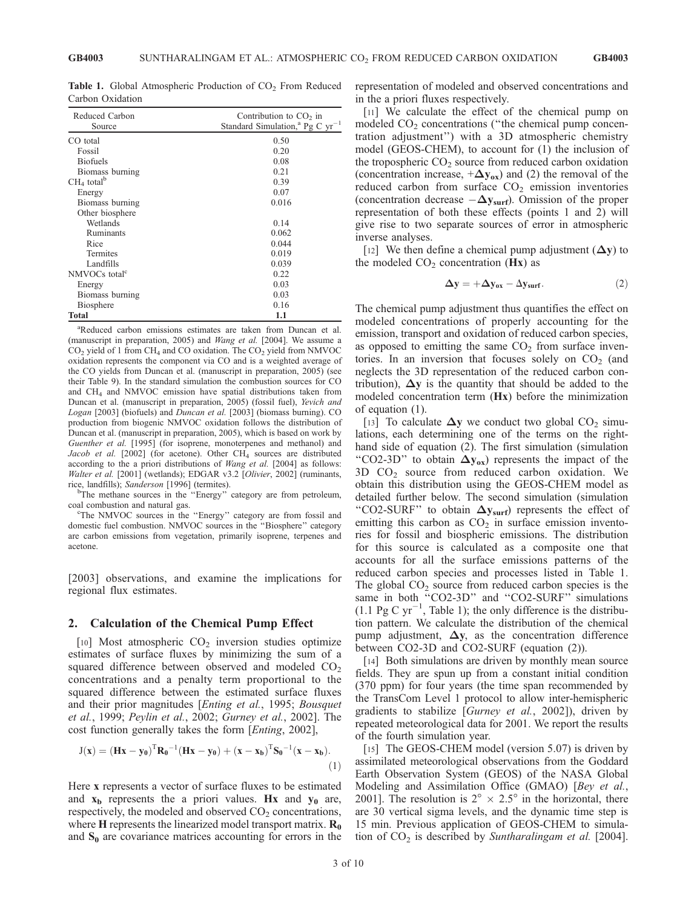**Table 1.** Global Atmospheric Production of $CO_2$ From Reduced Carbon Oxidation

| Reduced Carbon Source | Contribution to $CO_2$ in Standard Simulation,[a] Pg C $yr^{-1}$ |
|---|---|
| CO total | 0.50 |
| Fossil | 0.20 |
| Biofuels | 0.08 |
| Biomass burning | 0.21 |
| $CH_4$ total[b] | 0.39 |
| Energy | 0.07 |
| Biomass burning | 0.016 |
| Other biosphere | |
| Wetlands | 0.14 |
| Ruminants | 0.062 |
| Rice | 0.044 |
| Termites | 0.019 |
| Landfills | 0.039 |
| NMVOCs total[c] | 0.22 |
| Energy | 0.03 |
| Biomass burning | 0.03 |
| Biosphere | 0.16 |
| **Total** | **1.1** |

[a]Reduced carbon emissions estimates are taken from Duncan et al. (manuscript in preparation, 2005) and *Wang et al.* [2004]. We assume a $CO_2$ yield of 1 from $CH_4$ and CO oxidation. The $CO_2$ yield from NMVOC oxidation represents the component via CO and is a weighted average of the CO yields from Duncan et al. (manuscript in preparation, 2005) (see their Table 9). In the standard simulation the combustion sources for CO and $CH_4$ and NMVOC emission have spatial distributions taken from Duncan et al. (manuscript in preparation, 2005) (fossil fuel), *Yevich and Logan* [2003] (biofuels) and *Duncan et al.* [2003] (biomass burning). CO production from biogenic NMVOC oxidation follows the distribution of Duncan et al. (manuscript in preparation, 2005), which is based on work by *Guenther et al.* [1995] (for isoprene, monoterpenes and methanol) and *Jacob et al.* [2002] (for acetone). Other $CH_4$ sources are distributed according to the a priori distributions of *Wang et al.* [2004] as follows: *Walter et al.* [2001] (wetlands); EDGAR v3.2 [*Olivier*, 2002] (ruminants, rice, landfills); *Sanderson* [1996] (termites).

[b]The methane sources in the "Energy" category are from petroleum, coal combustion and natural gas.

[c]The NMVOC sources in the "Energy" category are from fossil and domestic fuel combustion. NMVOC sources in the "Biosphere" category are carbon emissions from vegetation, primarily isoprene, terpenes and acetone.

[2003] observations, and examine the implications for regional flux estimates.

## 2. Calculation of the Chemical Pump Effect

[10] Most atmospheric $CO_2$ inversion studies optimize estimates of surface fluxes by minimizing the sum of a squared difference between observed and modeled $CO_2$ concentrations and a penalty term proportional to the squared difference between the estimated surface fluxes and their prior magnitudes [*Enting et al.*, 1995; *Bousquet et al.*, 1999; *Peylin et al.*, 2002; *Gurney et al.*, 2002]. The cost function generally takes the form [*Enting*, 2002],

$$J(\mathbf{x}) = (\mathbf{Hx} - \mathbf{y_0})^T \mathbf{R_0}^{-1} (\mathbf{Hx} - \mathbf{y_0}) + (\mathbf{x} - \mathbf{x_b})^T \mathbf{S_0}^{-1} (\mathbf{x} - \mathbf{x_b}). \tag{1}$$

Here $\mathbf{x}$ represents a vector of surface fluxes to be estimated and $\mathbf{x_b}$ represents the a priori values. $\mathbf{Hx}$ and $\mathbf{y_0}$ are, respectively, the modeled and observed $CO_2$ concentrations, where $\mathbf{H}$ represents the linearized model transport matrix. $\mathbf{R_0}$ and $\mathbf{S_0}$ are covariance matrices accounting for errors in the representation of modeled and observed concentrations and in the a priori fluxes respectively.

[11] We calculate the effect of the chemical pump on modeled $CO_2$ concentrations ("the chemical pump concentration adjustment") with a 3D atmospheric chemistry model (GEOS-CHEM), to account for (1) the inclusion of the tropospheric $CO_2$ source from reduced carbon oxidation (concentration increase, $+\Delta \mathbf{y_{ox}}$) and (2) the removal of the reduced carbon from surface $CO_2$ emission inventories (concentration decrease $-\Delta \mathbf{y_{surf}}$). Omission of the proper representation of both these effects (points 1 and 2) will give rise to two separate sources of error in atmospheric inverse analyses.

[12] We then define a chemical pump adjustment ($\Delta \mathbf{y}$) to the modeled $CO_2$ concentration ($\mathbf{Hx}$) as

$$\Delta \mathbf{y} = +\Delta \mathbf{y_{ox}} - \Delta \mathbf{y_{surf}}. \tag{2}$$

The chemical pump adjustment thus quantifies the effect on modeled concentrations of properly accounting for the emission, transport and oxidation of reduced carbon species, as opposed to emitting the same $CO_2$ from surface inventories. In an inversion that focuses solely on $CO_2$ (and neglects the 3D representation of the reduced carbon contribution), $\Delta \mathbf{y}$ is the quantity that should be added to the modeled concentration term ($\mathbf{Hx}$) before the minimization of equation (1).

[13] To calculate $\Delta \mathbf{y}$ we conduct two global $CO_2$ simulations, each determining one of the terms on the right-hand side of equation (2). The first simulation (simulation "CO2-3D" to obtain $\Delta \mathbf{y_{ox}}$) represents the impact of the 3D $CO_2$ source from reduced carbon oxidation. We obtain this distribution using the GEOS-CHEM model as detailed further below. The second simulation (simulation "CO2-SURF" to obtain $\Delta \mathbf{y_{surf}}$) represents the effect of emitting this carbon as $CO_2$ in surface emission inventories for fossil and biospheric emissions. The distribution for this source is calculated as a composite one that accounts for all the surface emissions patterns of the reduced carbon species and processes listed in Table 1. The global $CO_2$ source from reduced carbon species is the same in both "CO2-3D" and "CO2-SURF" simulations (1.1 Pg C $yr^{-1}$, Table 1); the only difference is the distribution pattern. We calculate the distribution of the chemical pump adjustment, $\Delta \mathbf{y}$, as the concentration difference between CO2-3D and CO2-SURF (equation (2)).

[14] Both simulations are driven by monthly mean source fields. They are spun up from a constant initial condition (370 ppm) for four years (the time span recommended by the TransCom Level 1 protocol to allow inter-hemispheric gradients to stabilize [*Gurney et al.*, 2002]), driven by repeated meteorological data for 2001. We report the results of the fourth simulation year.

[15] The GEOS-CHEM model (version 5.07) is driven by assimilated meteorological observations from the Goddard Earth Observation System (GEOS) of the NASA Global Modeling and Assimilation Office (GMAO) [*Bey et al.*, 2001]. The resolution is $2° \times 2.5°$ in the horizontal, there are 30 vertical sigma levels, and the dynamic time step is 15 min. Previous application of GEOS-CHEM to simulation of $CO_2$ is described by *Suntharalingam et al.* [2004].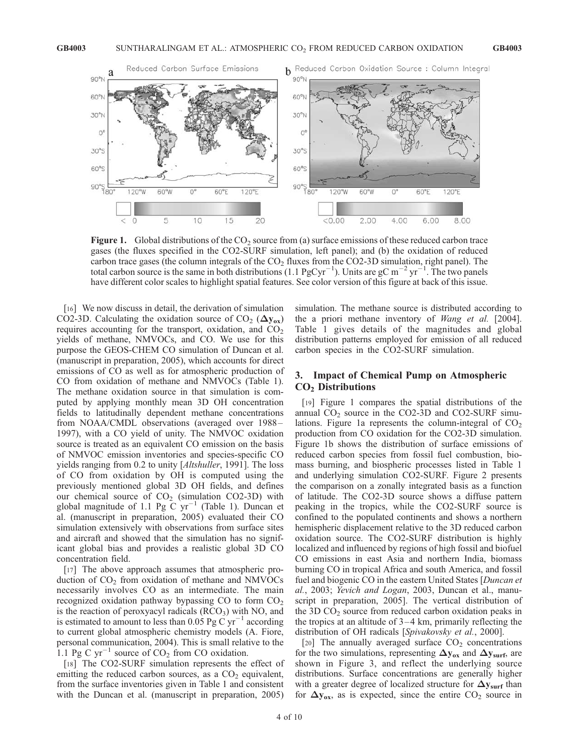**Figure 1.** Global distributions of the $CO_2$ source from (a) surface emissions of these reduced carbon trace gases (the fluxes specified in the CO2-SURF simulation, left panel); and (b) the oxidation of reduced carbon trace gases (the column integrals of the $CO_2$ fluxes from the CO2-3D simulation, right panel). The total carbon source is the same in both distributions (1.1 $PgCyr^{-1}$). Units are gC $m^{-2}$ $yr^{-1}$. The two panels have different color scales to highlight spatial features. See color version of this figure at back of this issue.

[16] We now discuss in detail, the derivation of simulation CO2-3D. Calculating the oxidation source of $CO_2$ ($\Delta \mathbf{y_{ox}}$) requires accounting for the transport, oxidation, and $CO_2$ yields of methane, NMVOCs, and CO. We use for this purpose the GEOS-CHEM CO simulation of Duncan et al. (manuscript in preparation, 2005), which accounts for direct emissions of CO as well as for atmospheric production of CO from oxidation of methane and NMVOCs (Table 1). The methane oxidation source in that simulation is computed by applying monthly mean 3D OH concentration fields to latitudinally dependent methane concentrations from NOAA/CMDL observations (averaged over 1988–1997), with a CO yield of unity. The NMVOC oxidation source is treated as an equivalent CO emission on the basis of NMVOC emission inventories and species-specific CO yields ranging from 0.2 to unity [*Altshuller*, 1991]. The loss of CO from oxidation by OH is computed using the previously mentioned global 3D OH fields, and defines our chemical source of $CO_2$ (simulation CO2-3D) with global magnitude of 1.1 Pg C $yr^{-1}$ (Table 1). Duncan et al. (manuscript in preparation, 2005) evaluated their CO simulation extensively with observations from surface sites and aircraft and showed that the simulation has no significant global bias and provides a realistic global 3D CO concentration field.

[17] The above approach assumes that atmospheric production of $CO_2$ from oxidation of methane and NMVOCs necessarily involves CO as an intermediate. The main recognized oxidation pathway bypassing CO to form $CO_2$ is the reaction of peroxyacyl radicals ($RCO_3$) with NO, and is estimated to amount to less than 0.05 Pg C $yr^{-1}$ according to current global atmospheric chemistry models (A. Fiore, personal communication, 2004). This is small relative to the 1.1 Pg C $yr^{-1}$ source of $CO_2$ from CO oxidation.

[18] The CO2-SURF simulation represents the effect of emitting the reduced carbon sources, as a $CO_2$ equivalent, from the surface inventories given in Table 1 and consistent with the Duncan et al. (manuscript in preparation, 2005) simulation. The methane source is distributed according to the a priori methane inventory of *Wang et al.* [2004]. Table 1 gives details of the magnitudes and global distribution patterns employed for emission of all reduced carbon species in the CO2-SURF simulation.

## 3. Impact of Chemical Pump on Atmospheric $CO_2$ Distributions

[19] Figure 1 compares the spatial distributions of the annual $CO_2$ source in the CO2-3D and CO2-SURF simulations. Figure 1a represents the column-integral of $CO_2$ production from CO oxidation for the CO2-3D simulation. Figure 1b shows the distribution of surface emissions of reduced carbon species from fossil fuel combustion, biomass burning, and biospheric processes listed in Table 1 and underlying simulation CO2-SURF. Figure 2 presents the comparison on a zonally integrated basis as a function of latitude. The CO2-3D source shows a diffuse pattern peaking in the tropics, while the CO2-SURF source is confined to the populated continents and shows a northern hemispheric displacement relative to the 3D reduced carbon oxidation source. The CO2-SURF distribution is highly localized and influenced by regions of high fossil and biofuel CO emissions in east Asia and northern India, biomass burning CO in tropical Africa and south America, and fossil fuel and biogenic CO in the eastern United States [*Duncan et al.*, 2003; *Yevich and Logan*, 2003, Duncan et al., manuscript in preparation, 2005]. The vertical distribution of the 3D $CO_2$ source from reduced carbon oxidation peaks in the tropics at an altitude of 3–4 km, primarily reflecting the distribution of OH radicals [*Spivakovsky et al.*, 2000].

[20] The annually averaged surface $CO_2$ concentrations for the two simulations, representing $\Delta \mathbf{y_{ox}}$ and $\Delta \mathbf{y_{surf}}$, are shown in Figure 3, and reflect the underlying source distributions. Surface concentrations are generally higher with a greater degree of localized structure for $\Delta \mathbf{y_{surf}}$ than for $\Delta \mathbf{y_{ox}}$, as is expected, since the entire $CO_2$ source in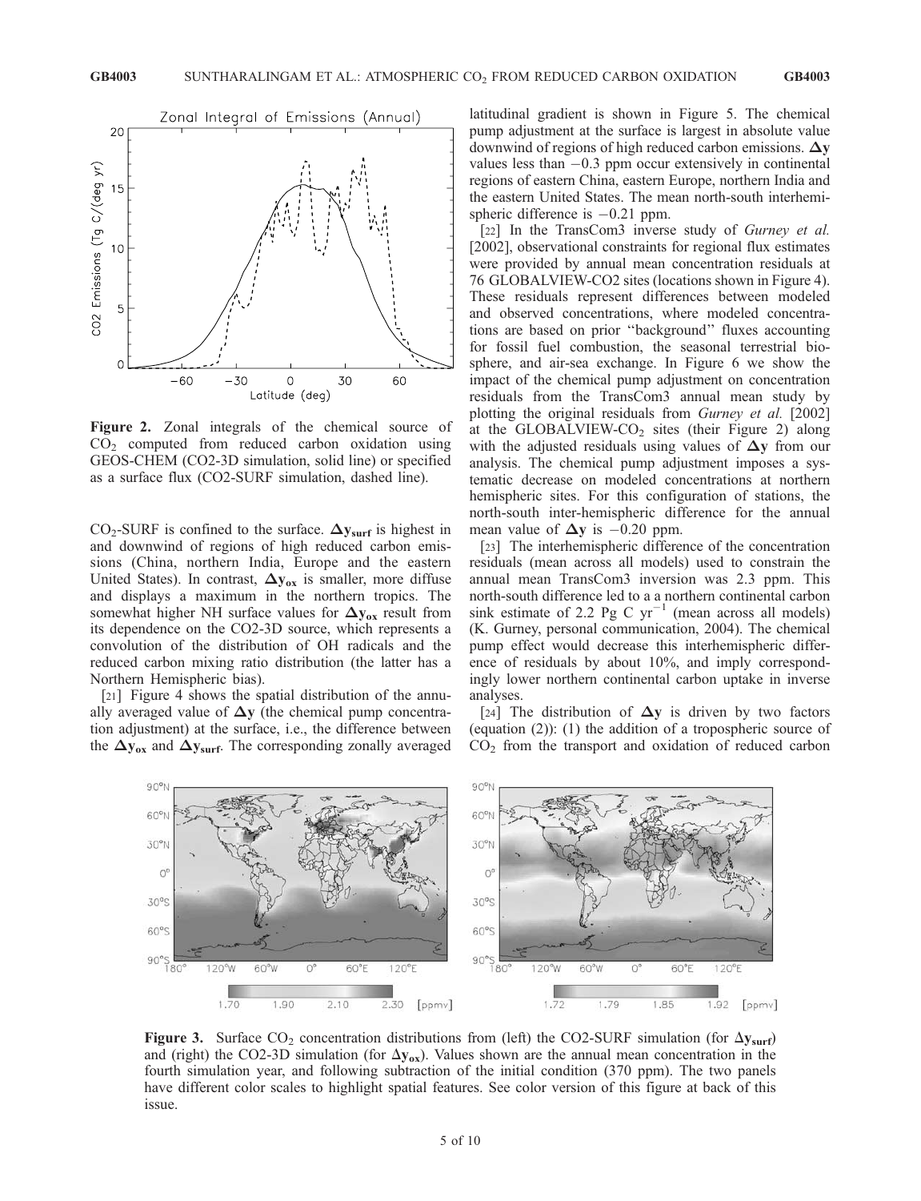**Figure 2.** Zonal integrals of the chemical source of $CO_2$ computed from reduced carbon oxidation using GEOS-CHEM (CO2-3D simulation, solid line) or specified as a surface flux (CO2-SURF simulation, dashed line).

$CO_2$-SURF is confined to the surface. $\Delta \mathbf{y}_{\mathbf{surf}}$ is highest in and downwind of regions of high reduced carbon emissions (China, northern India, Europe and the eastern United States). In contrast, $\Delta \mathbf{y}_{\mathbf{ox}}$ is smaller, more diffuse and displays a maximum in the northern tropics. The somewhat higher NH surface values for $\Delta \mathbf{y}_{\mathbf{ox}}$ result from its dependence on the CO2-3D source, which represents a convolution of the distribution of OH radicals and the reduced carbon mixing ratio distribution (the latter has a Northern Hemispheric bias).

[21] Figure 4 shows the spatial distribution of the annually averaged value of $\Delta \mathbf{y}$ (the chemical pump concentration adjustment) at the surface, i.e., the difference between the $\Delta \mathbf{y}_{\mathbf{ox}}$ and $\Delta \mathbf{y}_{\mathbf{surf}}$. The corresponding zonally averaged latitudinal gradient is shown in Figure 5. The chemical pump adjustment at the surface is largest in absolute value downwind of regions of high reduced carbon emissions. $\Delta \mathbf{y}$ values less than $-0.3$ ppm occur extensively in continental regions of eastern China, eastern Europe, northern India and the eastern United States. The mean north-south interhemispheric difference is $-0.21$ ppm.

[22] In the TransCom3 inverse study of *Gurney et al.* [2002], observational constraints for regional flux estimates were provided by annual mean concentration residuals at 76 GLOBALVIEW-CO2 sites (locations shown in Figure 4). These residuals represent differences between modeled and observed concentrations, where modeled concentrations are based on prior "background" fluxes accounting for fossil fuel combustion, the seasonal terrestrial biosphere, and air-sea exchange. In Figure 6 we show the impact of the chemical pump adjustment on concentration residuals from the TransCom3 annual mean study by plotting the original residuals from *Gurney et al.* [2002] at the GLOBALVIEW-$CO_2$ sites (their Figure 2) along with the adjusted residuals using values of $\Delta \mathbf{y}$ from our analysis. The chemical pump adjustment imposes a systematic decrease on modeled concentrations at northern hemispheric sites. For this configuration of stations, the north-south inter-hemispheric difference for the annual mean value of $\Delta \mathbf{y}$ is $-0.20$ ppm.

[23] The interhemispheric difference of the concentration residuals (mean across all models) used to constrain the annual mean TransCom3 inversion was 2.3 ppm. This north-south difference led to a a northern continental carbon sink estimate of 2.2 Pg C $yr^{-1}$ (mean across all models) (K. Gurney, personal communication, 2004). The chemical pump effect would decrease this interhemispheric difference of residuals by about 10%, and imply correspondingly lower northern continental carbon uptake in inverse analyses.

[24] The distribution of $\Delta \mathbf{y}$ is driven by two factors (equation (2)): (1) the addition of a tropospheric source of $CO_2$ from the transport and oxidation of reduced carbon

**Figure 3.** Surface $CO_2$ concentration distributions from (left) the CO2-SURF simulation (for $\Delta \mathbf{y}_{\mathbf{surf}}$) and (right) the CO2-3D simulation (for $\Delta \mathbf{y}_{\mathbf{ox}}$). Values shown are the annual mean concentration in the fourth simulation year, and following subtraction of the initial condition (370 ppm). The two panels have different color scales to highlight spatial features. See color version of this figure at back of this issue.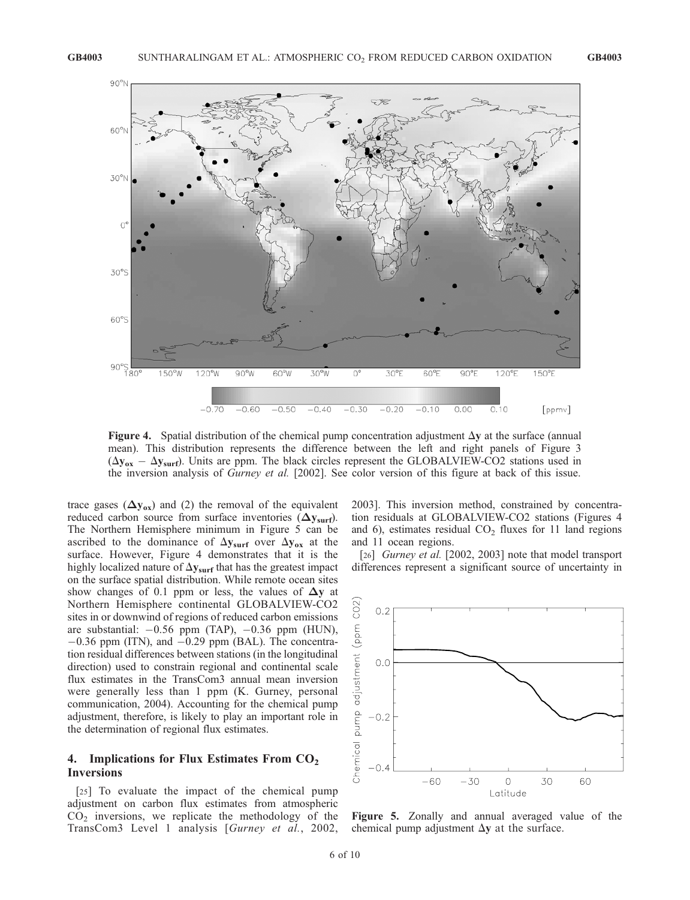**Figure 4.** Spatial distribution of the chemical pump concentration adjustment $\Delta \mathbf{y}$ at the surface (annual mean). This distribution represents the difference between the left and right panels of Figure 3 ($\Delta \mathbf{y}_{ox} - \Delta \mathbf{y}_{surf}$). Units are ppm. The black circles represent the GLOBALVIEW-CO2 stations used in the inversion analysis of *Gurney et al.* [2002]. See color version of this figure at back of this issue.

trace gases ($\Delta \mathbf{y}_{ox}$) and (2) the removal of the equivalent reduced carbon source from surface inventories ($\Delta \mathbf{y}_{surf}$). The Northern Hemisphere minimum in Figure 5 can be ascribed to the dominance of $\Delta \mathbf{y}_{surf}$ over $\Delta \mathbf{y}_{ox}$ at the surface. However, Figure 4 demonstrates that it is the highly localized nature of $\Delta \mathbf{y}_{surf}$ that has the greatest impact on the surface spatial distribution. While remote ocean sites show changes of 0.1 ppm or less, the values of $\Delta \mathbf{y}$ at Northern Hemisphere continental GLOBALVIEW-CO2 sites in or downwind of regions of reduced carbon emissions are substantial: $-0.56$ ppm (TAP), $-0.36$ ppm (HUN), $-0.36$ ppm (ITN), and $-0.29$ ppm (BAL). The concentration residual differences between stations (in the longitudinal direction) used to constrain regional and continental scale flux estimates in the TransCom3 annual mean inversion were generally less than 1 ppm (K. Gurney, personal communication, 2004). Accounting for the chemical pump adjustment, therefore, is likely to play an important role in the determination of regional flux estimates.

## 4. Implications for Flux Estimates From $CO_2$ Inversions

[25] To evaluate the impact of the chemical pump adjustment on carbon flux estimates from atmospheric $CO_2$ inversions, we replicate the methodology of the TransCom3 Level 1 analysis [*Gurney et al.*, 2002, 2003]. This inversion method, constrained by concentration residuals at GLOBALVIEW-CO2 stations (Figures 4 and 6), estimates residual $CO_2$ fluxes for 11 land regions and 11 ocean regions.

[26] *Gurney et al.* [2002, 2003] note that model transport differences represent a significant source of uncertainty in

**Figure 5.** Zonally and annual averaged value of the chemical pump adjustment $\Delta \mathbf{y}$ at the surface.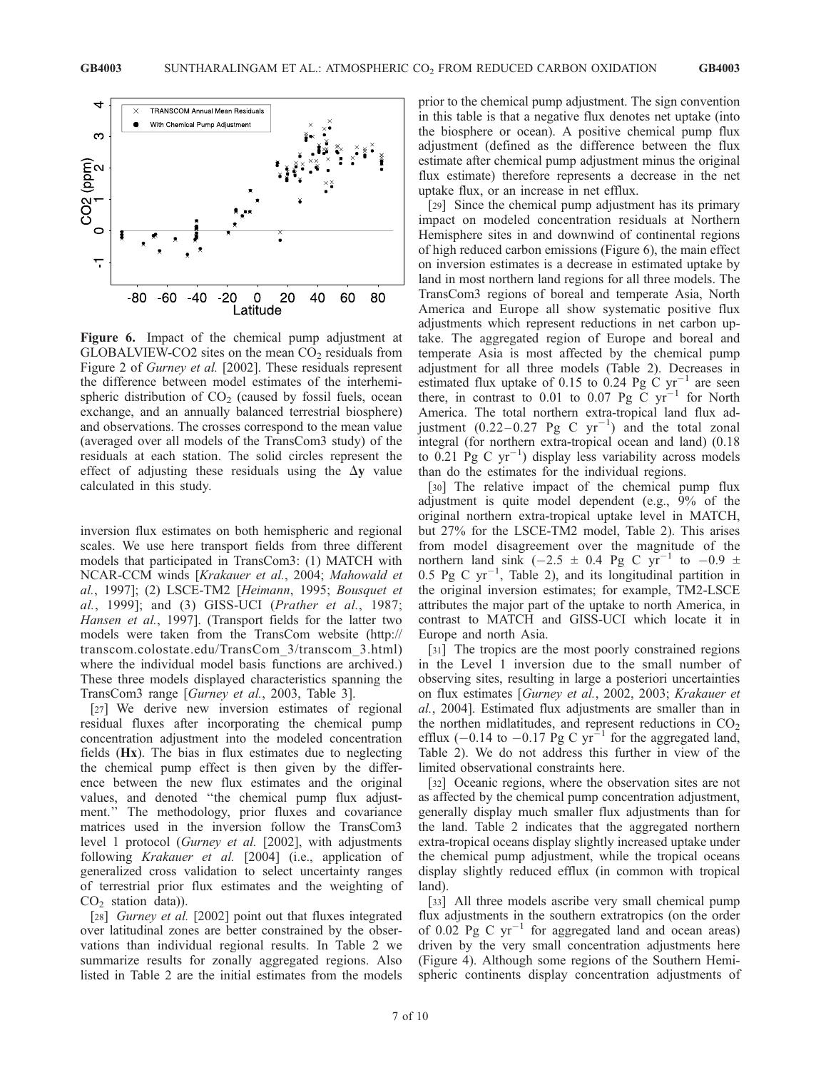**Figure 6.** Impact of the chemical pump adjustment at GLOBALVIEW-CO2 sites on the mean $CO_2$ residuals from Figure 2 of *Gurney et al.* [2002]. These residuals represent the difference between model estimates of the interhemispheric distribution of $CO_2$ (caused by fossil fuels, ocean exchange, and an annually balanced terrestrial biosphere) and observations. The crosses correspond to the mean value (averaged over all models of the TransCom3 study) of the residuals at each station. The solid circles represent the effect of adjusting these residuals using the $\Delta \mathbf{y}$ value calculated in this study.

inversion flux estimates on both hemispheric and regional scales. We use here transport fields from three different models that participated in TransCom3: (1) MATCH with NCAR-CCM winds [*Krakauer et al.*, 2004; *Mahowald et al.*, 1997]; (2) LSCE-TM2 [*Heimann*, 1995; *Bousquet et al.*, 1999]; and (3) GISS-UCI (*Prather et al.*, 1987; *Hansen et al.*, 1997]. (Transport fields for the latter two models were taken from the TransCom website (http://transcom.colostate.edu/TransCom_3/transcom_3.html) where the individual model basis functions are archived.) These three models displayed characteristics spanning the TransCom3 range [*Gurney et al.*, 2003, Table 3].

[27] We derive new inversion estimates of regional residual fluxes after incorporating the chemical pump concentration adjustment into the modeled concentration fields (**Hx**). The bias in flux estimates due to neglecting the chemical pump effect is then given by the difference between the new flux estimates and the original values, and denoted "the chemical pump flux adjustment." The methodology, prior fluxes and covariance matrices used in the inversion follow the TransCom3 level 1 protocol (*Gurney et al.* [2002], with adjustments following *Krakauer et al.* [2004] (i.e., application of generalized cross validation to select uncertainty ranges of terrestrial prior flux estimates and the weighting of $CO_2$ station data)).

[28] *Gurney et al.* [2002] point out that fluxes integrated over latitudinal zones are better constrained by the observations than individual regional results. In Table 2 we summarize results for zonally aggregated regions. Also listed in Table 2 are the initial estimates from the models prior to the chemical pump adjustment. The sign convention in this table is that a negative flux denotes net uptake (into the biosphere or ocean). A positive chemical pump flux adjustment (defined as the difference between the flux estimate after chemical pump adjustment minus the original flux estimate) therefore represents a decrease in the net uptake flux, or an increase in net efflux.

[29] Since the chemical pump adjustment has its primary impact on modeled concentration residuals at Northern Hemisphere sites in and downwind of continental regions of high reduced carbon emissions (Figure 6), the main effect on inversion estimates is a decrease in estimated uptake by land in most northern land regions for all three models. The TransCom3 regions of boreal and temperate Asia, North America and Europe all show systematic positive flux adjustments which represent reductions in net carbon uptake. The aggregated region of Europe and boreal and temperate Asia is most affected by the chemical pump adjustment for all three models (Table 2). Decreases in estimated flux uptake of 0.15 to 0.24 Pg C $yr^{-1}$ are seen there, in contrast to 0.01 to 0.07 Pg C $yr^{-1}$ for North America. The total northern extra-tropical land flux adjustment (0.22–0.27 Pg C $yr^{-1}$) and the total zonal integral (for northern extra-tropical ocean and land) (0.18 to 0.21 Pg C $yr^{-1}$) display less variability across models than do the estimates for the individual regions.

[30] The relative impact of the chemical pump flux adjustment is quite model dependent (e.g., 9% of the original northern extra-tropical uptake level in MATCH, but 27% for the LSCE-TM2 model, Table 2). This arises from model disagreement over the magnitude of the northern land sink ($-2.5 \pm 0.4$ Pg C $yr^{-1}$ to $-0.9 \pm 0.5$ Pg C $yr^{-1}$, Table 2), and its longitudinal partition in the original inversion estimates; for example, TM2-LSCE attributes the major part of the uptake to north America, in contrast to MATCH and GISS-UCI which locate it in Europe and north Asia.

[31] The tropics are the most poorly constrained regions in the Level 1 inversion due to the small number of observing sites, resulting in large a posteriori uncertainties on flux estimates [*Gurney et al.*, 2002, 2003; *Krakauer et al.*, 2004]. Estimated flux adjustments are smaller than in the northern midlatitudes, and represent reductions in $CO_2$ efflux ($-0.14$ to $-0.17$ Pg C $yr^{-1}$ for the aggregated land, Table 2). We do not address this further in view of the limited observational constraints here.

[32] Oceanic regions, where the observation sites are not as affected by the chemical pump concentration adjustment, generally display much smaller flux adjustments than for the land. Table 2 indicates that the aggregated northern extra-tropical oceans display slightly increased uptake under the chemical pump adjustment, while the tropical oceans display slightly reduced efflux (in common with tropical land).

[33] All three models ascribe very small chemical pump flux adjustments in the southern extratropics (on the order of 0.02 Pg C $yr^{-1}$ for aggregated land and ocean areas) driven by the very small concentration adjustments here (Figure 4). Although some regions of the Southern Hemispheric continents display concentration adjustments of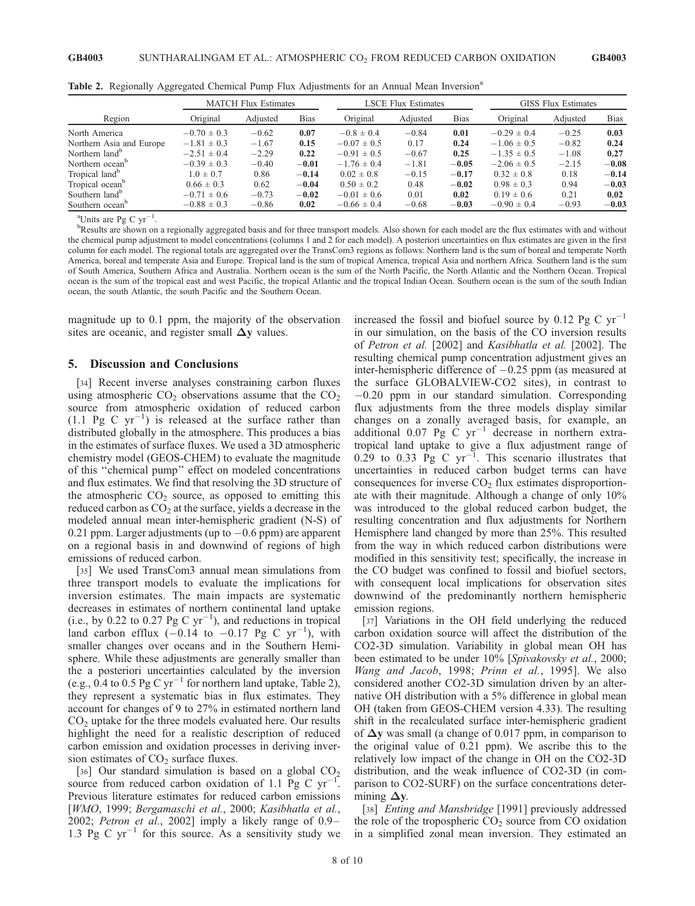**Table 2.** Regionally Aggregated Chemical Pump Flux Adjustments for an Annual Mean Inversion[a]

| Region | MATCH Flux Estimates | | | LSCE Flux Estimates | | | GISS Flux Estimates | | |
|---|---|---|---|---|---|---|---|---|---|
| | Original | Adjusted | Bias | Original | Adjusted | Bias | Original | Adjusted | Bias |
| North America | $-0.70 \pm 0.3$ | $-0.62$ | **0.07** | $-0.8 \pm 0.4$ | $-0.84$ | **0.01** | $-0.29 \pm 0.4$ | $-0.25$ | **0.03** |
| Northern Asia and Europe | $-1.81 \pm 0.3$ | $-1.67$ | **0.15** | $-0.07 \pm 0.5$ | 0.17 | **0.24** | $-1.06 \pm 0.5$ | $-0.82$ | **0.24** |
| Northern land[b] | $-2.51 \pm 0.4$ | $-2.29$ | **0.22** | $-0.91 \pm 0.5$ | $-0.67$ | **0.25** | $-1.35 \pm 0.5$ | $-1.08$ | **0.27** |
| Northern ocean[b] | $-0.39 \pm 0.3$ | $-0.40$ | **$-0.01$** | $-1.76 \pm 0.4$ | $-1.81$ | **$-0.05$** | $-2.06 \pm 0.5$ | $-2.15$ | **$-0.08$** |
| Tropical land[b] | $1.0 \pm 0.7$ | 0.86 | **$-0.14$** | $0.02 \pm 0.8$ | $-0.15$ | **$-0.17$** | $0.32 \pm 0.8$ | 0.18 | **$-0.14$** |
| Tropical ocean[b] | $0.66 \pm 0.3$ | 0.62 | **$-0.04$** | $0.50 \pm 0.2$ | 0.48 | **$-0.02$** | $0.98 \pm 0.3$ | 0.94 | **$-0.03$** |
| Southern land[b] | $-0.71 \pm 0.6$ | $-0.73$ | **$-0.02$** | $-0.01 \pm 0.6$ | 0.01 | **0.02** | $0.19 \pm 0.6$ | 0.21 | **0.02** |
| Southern ocean[b] | $-0.88 \pm 0.3$ | $-0.86$ | **0.02** | $-0.66 \pm 0.4$ | $-0.68$ | **$-0.03$** | $-0.90 \pm 0.4$ | $-0.93$ | **$-0.03$** |

[a]Units are Pg C $yr^{-1}$.

[b]Results are shown on a regionally aggregated basis and for three transport models. Also shown for each model are the flux estimates with and without the chemical pump adjustment to model concentrations (columns 1 and 2 for each model). A posteriori uncertainties on flux estimates are given in the first column for each model. The regional totals are aggregated over the TransCom3 regions as follows: Northern land is the sum of boreal and temperate North America, boreal and temperate Asia and Europe. Tropical land is the sum of tropical America, tropical Asia and northern Africa. Southern land is the sum of South America, Southern Africa and Australia. Northern ocean is the sum of the North Pacific, the North Atlantic and the Northern Ocean. Tropical ocean is the sum of the tropical east and west Pacific, the tropical Atlantic and the tropical Indian Ocean. Southern ocean is the sum of the south Indian ocean, the south Atlantic, the south Pacific and the Southern Ocean.

magnitude up to 0.1 ppm, the majority of the observation sites are oceanic, and register small $\Delta \mathbf{y}$ values.

## 5. Discussion and Conclusions

[34] Recent inverse analyses constraining carbon fluxes using atmospheric $CO_2$ observations assume that the $CO_2$ source from atmospheric oxidation of reduced carbon (1.1 Pg C $yr^{-1}$) is released at the surface rather than distributed globally in the atmosphere. This produces a bias in the estimates of surface fluxes. We used a 3D atmospheric chemistry model (GEOS-CHEM) to evaluate the magnitude of this "chemical pump" effect on modeled concentrations and flux estimates. We find that resolving the 3D structure of the atmospheric $CO_2$ source, as opposed to emitting this reduced carbon as $CO_2$ at the surface, yields a decrease in the modeled annual mean inter-hemispheric gradient (N-S) of 0.21 ppm. Larger adjustments (up to $-0.6$ ppm) are apparent on a regional basis in and downwind of regions of high emissions of reduced carbon.

[35] We used TransCom3 annual mean simulations from three transport models to evaluate the implications for inversion estimates. The main impacts are systematic decreases in estimates of northern continental land uptake (i.e., by 0.22 to 0.27 Pg C $yr^{-1}$), and reductions in tropical land carbon efflux ($-0.14$ to $-0.17$ Pg C $yr^{-1}$), with smaller changes over oceans and in the Southern Hemisphere. While these adjustments are generally smaller than the a posteriori uncertainties calculated by the inversion (e.g., 0.4 to 0.5 Pg C $yr^{-1}$ for northern land uptake, Table 2), they represent a systematic bias in flux estimates. They account for changes of 9 to 27% in estimated northern land $CO_2$ uptake for the three models evaluated here. Our results highlight the need for a realistic description of reduced carbon emission and oxidation processes in deriving inversion estimates of $CO_2$ surface fluxes.

[36] Our standard simulation is based on a global $CO_2$ source from reduced carbon oxidation of 1.1 Pg C $yr^{-1}$. Previous literature estimates for reduced carbon emissions [*WMO*, 1999; *Bergamaschi et al.*, 2000; *Kasibhatla et al.*, 2002; *Petron et al.*, 2002] imply a likely range of 0.9–1.3 Pg C $yr^{-1}$ for this source. As a sensitivity study we increased the fossil and biofuel source by 0.12 Pg C $yr^{-1}$ in our simulation, on the basis of the CO inversion results of *Petron et al.* [2002] and *Kasibhatla et al.* [2002]. The resulting chemical pump concentration adjustment gives an inter-hemispheric difference of $-0.25$ ppm (as measured at the surface GLOBALVIEW-CO2 sites), in contrast to $-0.20$ ppm in our standard simulation. Corresponding flux adjustments from the three models display similar changes on a zonally averaged basis, for example, an additional 0.07 Pg C $yr^{-1}$ decrease in northern extratropical land uptake to give a flux adjustment range of 0.29 to 0.33 Pg C $yr^{-1}$. This scenario illustrates that uncertainties in reduced carbon budget terms can have consequences for inverse $CO_2$ flux estimates disproportionate with their magnitude. Although a change of only 10% was introduced to the global reduced carbon budget, the resulting concentration and flux adjustments for Northern Hemisphere land changed by more than 25%. This resulted from the way in which reduced carbon distributions were modified in this sensitivity test; specifically, the increase in the CO budget was confined to fossil and biofuel sectors, with consequent local implications for observation sites downwind of the predominantly northern hemispheric emission regions.

[37] Variations in the OH field underlying the reduced carbon oxidation source will affect the distribution of the CO2-3D simulation. Variability in global mean OH has been estimated to be under 10% [*Spivakovsky et al.*, 2000; *Wang and Jacob*, 1998; *Prinn et al.*, 1995]. We also considered another CO2-3D simulation driven by an alternative OH distribution with a 5% difference in global mean OH (taken from GEOS-CHEM version 4.33). The resulting shift in the recalculated surface inter-hemispheric gradient of $\Delta \mathbf{y}$ was small (a change of 0.017 ppm, in comparison to the original value of 0.21 ppm). We ascribe this to the relatively low impact of the change in OH on the CO2-3D distribution, and the weak influence of CO2-3D (in comparison to CO2-SURF) on the surface concentrations determining $\Delta \mathbf{y}$.

[38] *Enting and Mansbridge* [1991] previously addressed the role of the tropospheric $CO_2$ source from CO oxidation in a simplified zonal mean inversion. They estimated an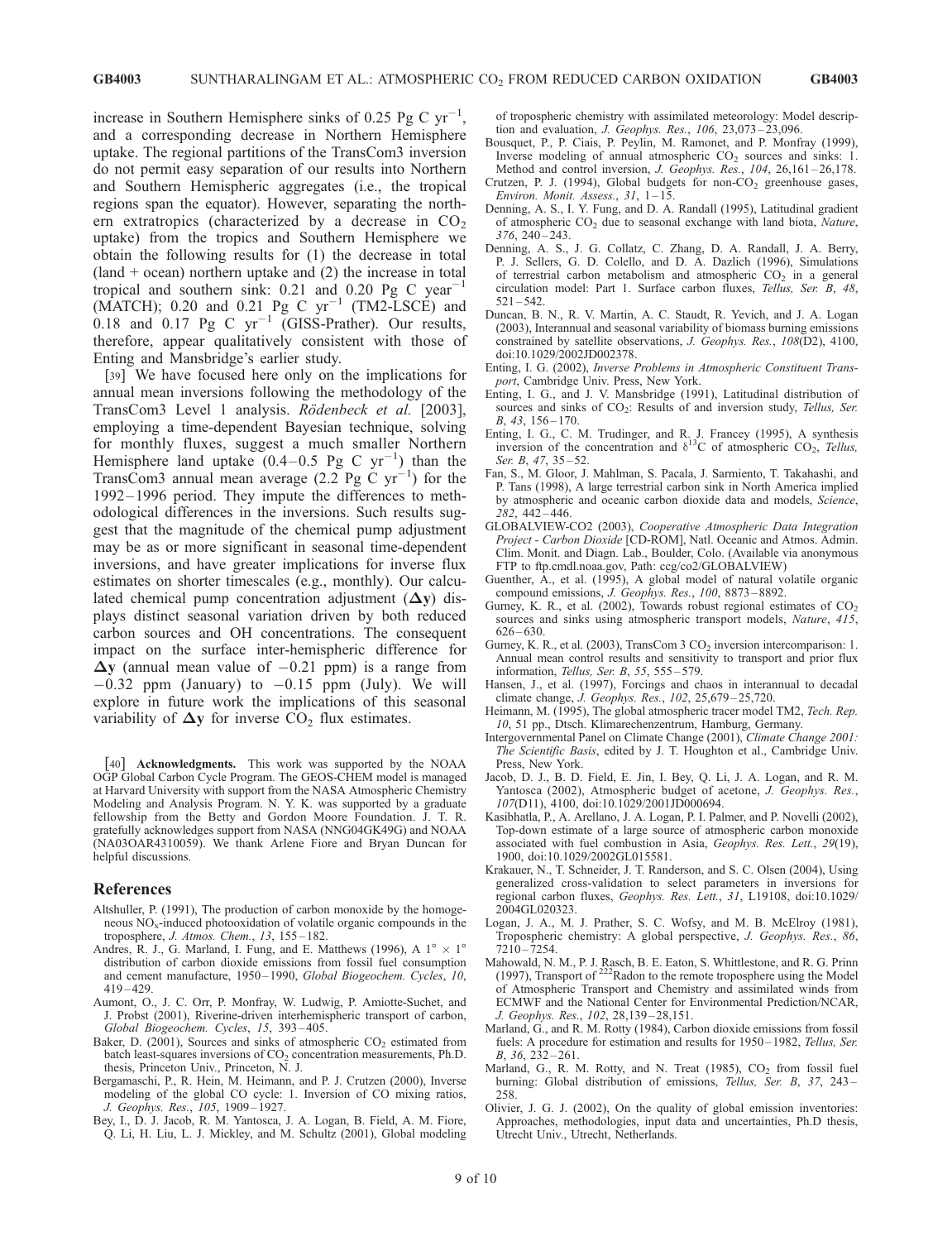increase in Southern Hemisphere sinks of 0.25 Pg C $yr^{-1}$, and a corresponding decrease in Northern Hemisphere uptake. The regional partitions of the TransCom3 inversion do not permit easy separation of our results into Northern and Southern Hemispheric aggregates (i.e., the tropical regions span the equator). However, separating the northern extratropics (characterized by a decrease in $CO_2$ uptake) from the tropics and Southern Hemisphere we obtain the following results for (1) the decrease in total (land + ocean) northern uptake and (2) the increase in total tropical and southern sink: 0.21 and 0.20 Pg C $year^{-1}$ (MATCH); 0.20 and 0.21 Pg C $yr^{-1}$ (TM2-LSCE) and 0.18 and 0.17 Pg C $yr^{-1}$ (GISS-Prather). Our results, therefore, appear qualitatively consistent with those of Enting and Mansbridge's earlier study.

[39] We have focused here only on the implications for annual mean inversions following the methodology of the TransCom3 Level 1 analysis. *Rödenbeck et al.* [2003], employing a time-dependent Bayesian technique, solving for monthly fluxes, suggest a much smaller Northern Hemisphere land uptake (0.4–0.5 Pg C $yr^{-1}$) than the TransCom3 annual mean average (2.2 Pg C $yr^{-1}$) for the 1992–1996 period. They impute the differences to methodological differences in the inversions. Such results suggest that the magnitude of the chemical pump adjustment may be as or more significant in seasonal time-dependent inversions, and have greater implications for inverse flux estimates on shorter timescales (e.g., monthly). Our calculated chemical pump concentration adjustment ($\mathbf{\Delta y}$) displays distinct seasonal variation driven by both reduced carbon sources and OH concentrations. The consequent impact on the surface inter-hemispheric difference for $\mathbf{\Delta y}$ (annual mean value of −0.21 ppm) is a range from −0.32 ppm (January) to −0.15 ppm (July). We will explore in future work the implications of this seasonal variability of $\mathbf{\Delta y}$ for inverse $CO_2$ flux estimates.

[40] **Acknowledgments.** This work was supported by the NOAA OGP Global Carbon Cycle Program. The GEOS-CHEM model is managed at Harvard University with support from the NASA Atmospheric Chemistry Modeling and Analysis Program. N. Y. K. was supported by a graduate fellowship from the Betty and Gordon Moore Foundation. J. T. R. gratefully acknowledges support from NASA (NNG04GK49G) and NOAA (NA03OAR4310059). We thank Arlene Fiore and Bryan Duncan for helpful discussions.

## References

Altshuller, P. (1991), The production of carbon monoxide by the homogeneous $NO_x$-induced photooxidation of volatile organic compounds in the troposphere, *J. Atmos. Chem.*, *13*, 155–182.

Andres, R. J., G. Marland, I. Fung, and E. Matthews (1996), A 1° × 1° distribution of carbon dioxide emissions from fossil fuel consumption and cement manufacture, 1950–1990, *Global Biogeochem. Cycles*, *10*, 419–429.

Aumont, O., J. C. Orr, P. Monfray, W. Ludwig, P. Amiotte-Suchet, and J. Probst (2001), Riverine-driven interhemispheric transport of carbon, *Global Biogeochem. Cycles*, *15*, 393–405.

Baker, D. (2001), Sources and sinks of atmospheric $CO_2$ estimated from batch least-squares inversions of $CO_2$ concentration measurements, Ph.D. thesis, Princeton Univ., Princeton, N. J.

Bergamaschi, P., R. Hein, M. Heimann, and P. J. Crutzen (2000), Inverse modeling of the global CO cycle: 1. Inversion of CO mixing ratios, *J. Geophys. Res.*, *105*, 1909–1927.

Bey, I., D. J. Jacob, R. M. Yantosca, J. A. Logan, B. Field, A. M. Fiore, Q. Li, H. Liu, L. J. Mickley, and M. Schultz (2001), Global modeling of tropospheric chemistry with assimilated meteorology: Model description and evaluation, *J. Geophys. Res.*, *106*, 23,073–23,096.

Bousquet, P., P. Ciais, P. Peylin, M. Ramonet, and P. Monfray (1999), Inverse modeling of annual atmospheric $CO_2$ sources and sinks: 1. Method and control inversion, *J. Geophys. Res.*, *104*, 26,161–26,178.

Crutzen, P. J. (1994), Global budgets for non-$CO_2$ greenhouse gases, *Environ. Monit. Assess.*, *31*, 1–15.

Denning, A. S., I. Y. Fung, and D. A. Randall (1995), Latitudinal gradient of atmospheric $CO_2$ due to seasonal exchange with land biota, *Nature*, *376*, 240–243.

Denning, A. S., J. G. Collatz, C. Zhang, D. A. Randall, J. A. Berry, P. J. Sellers, G. D. Colello, and D. A. Dazlich (1996), Simulations of terrestrial carbon metabolism and atmospheric $CO_2$ in a general circulation model: Part 1. Surface carbon fluxes, *Tellus, Ser. B*, *48*, 521–542.

Duncan, B. N., R. V. Martin, A. C. Staudt, R. Yevich, and J. A. Logan (2003), Interannual and seasonal variability of biomass burning emissions constrained by satellite observations, *J. Geophys. Res.*, *108*(D2), 4100, doi:10.1029/2002JD002378.

Enting, I. G. (2002), *Inverse Problems in Atmospheric Constituent Transport*, Cambridge Univ. Press, New York.

Enting, I. G., and J. V. Mansbridge (1991), Latitudinal distribution of sources and sinks of $CO_2$: Results of and inversion study, *Tellus, Ser. B*, *43*, 156–170.

Enting, I. G., C. M. Trudinger, and R. J. Francey (1995), A synthesis inversion of the concentration and $\delta^{13}C$ of atmospheric $CO_2$, *Tellus, Ser. B*, *47*, 35–52.

Fan, S., M. Gloor, J. Mahlman, S. Pacala, J. Sarmiento, T. Takahashi, and P. Tans (1998), A large terrestrial carbon sink in North America implied by atmospheric and oceanic carbon dioxide data and models, *Science*, *282*, 442–446.

GLOBALVIEW-CO2 (2003), *Cooperative Atmospheric Data Integration Project - Carbon Dioxide* [CD-ROM], Natl. Oceanic and Atmos. Admin. Clim. Monit. and Diagn. Lab., Boulder, Colo. (Available via anonymous FTP to ftp.cmdl.noaa.gov, Path: ccg/co2/GLOBALVIEW)

Guenther, A., et al. (1995), A global model of natural volatile organic compound emissions, *J. Geophys. Res.*, *100*, 8873–8892.

Gurney, K. R., et al. (2002), Towards robust regional estimates of $CO_2$ sources and sinks using atmospheric transport models, *Nature*, *415*, 626–630.

Gurney, K. R., et al. (2003), TransCom 3 $CO_2$ inversion intercomparison: 1. Annual mean control results and sensitivity to transport and prior flux information, *Tellus, Ser. B*, *55*, 555–579.

Hansen, J., et al. (1997), Forcings and chaos in interannual to decadal climate change, *J. Geophys. Res.*, *102*, 25,679–25,720.

Heimann, M. (1995), The global atmospheric tracer model TM2, *Tech. Rep. 10*, 51 pp., Dtsch. Klimarechenzentrum, Hamburg, Germany.

Intergovernmental Panel on Climate Change (2001), *Climate Change 2001: The Scientific Basis*, edited by J. T. Houghton et al., Cambridge Univ. Press, New York.

Jacob, D. J., B. D. Field, E. Jin, I. Bey, Q. Li, J. A. Logan, and R. M. Yantosca (2002), Atmospheric budget of acetone, *J. Geophys. Res.*, *107*(D11), 4100, doi:10.1029/2001JD000694.

Kasibhatla, P., A. Arellano, J. A. Logan, P. I. Palmer, and P. Novelli (2002), Top-down estimate of a large source of atmospheric carbon monoxide associated with fuel combustion in Asia, *Geophys. Res. Lett.*, *29*(19), 1900, doi:10.1029/2002GL015581.

Krakauer, N., T. Schneider, J. T. Randerson, and S. C. Olsen (2004), Using generalized cross-validation to select parameters in inversions for regional carbon fluxes, *Geophys. Res. Lett.*, *31*, L19108, doi:10.1029/2004GL020323.

Logan, J. A., M. J. Prather, S. C. Wofsy, and M. B. McElroy (1981), Tropospheric chemistry: A global perspective, *J. Geophys. Res.*, *86*, 7210–7254.

Mahowald, N. M., P. J. Rasch, B. E. Eaton, S. Whittlestone, and R. G. Prinn (1997), Transport of $^{222}$Radon to the remote troposphere using the Model of Atmospheric Transport and Chemistry and assimilated winds from ECMWF and the National Center for Environmental Prediction/NCAR, *J. Geophys. Res.*, *102*, 28,139–28,151.

Marland, G., and R. M. Rotty (1984), Carbon dioxide emissions from fossil fuels: A procedure for estimation and results for 1950–1982, *Tellus, Ser. B*, *36*, 232–261.

Marland, G., R. M. Rotty, and N. Treat (1985), $CO_2$ from fossil fuel burning: Global distribution of emissions, *Tellus, Ser. B*, *37*, 243–258.

Olivier, J. G. J. (2002), On the quality of global emission inventories: Approaches, methodologies, input data and uncertainties, Ph.D thesis, Utrecht Univ., Utrecht, Netherlands.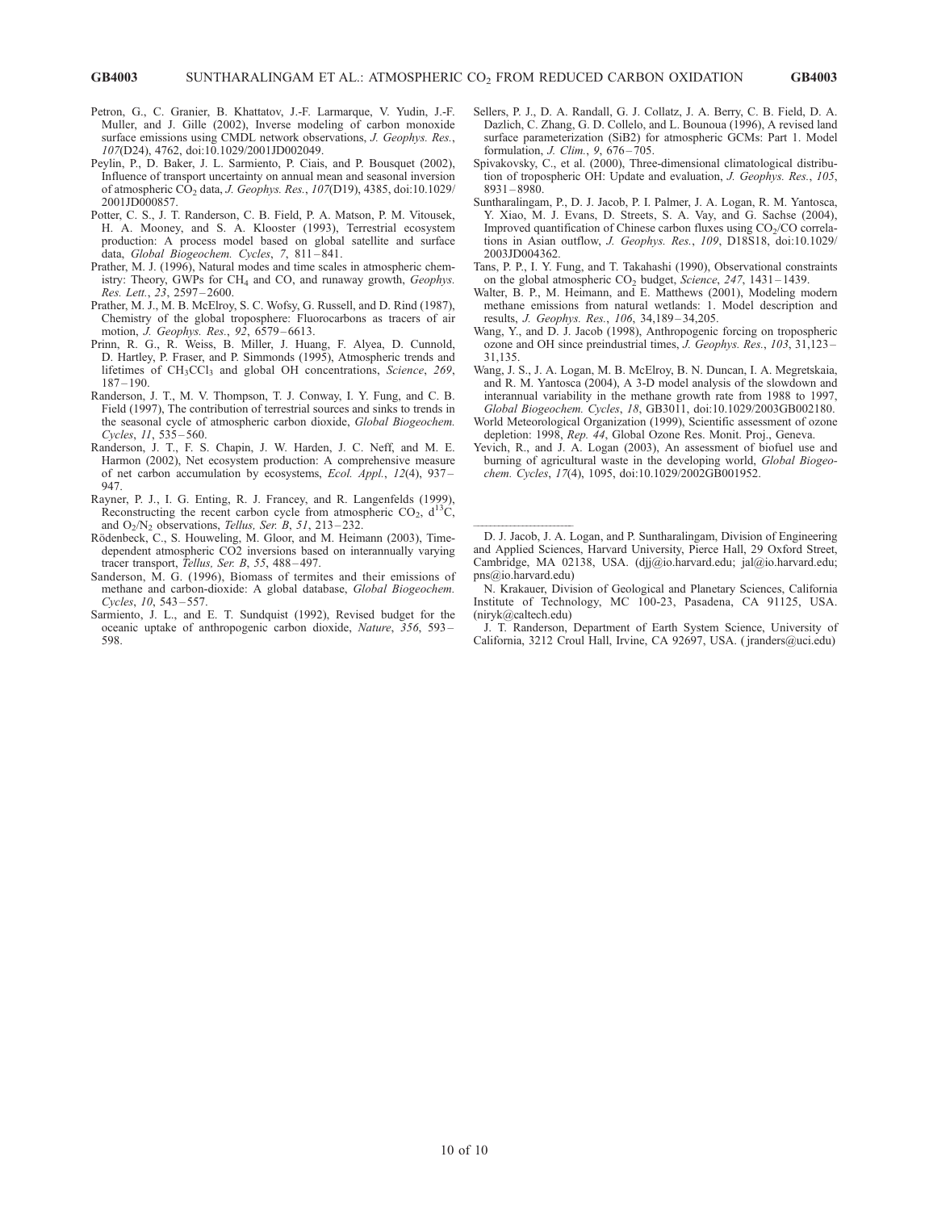Petron, G., C. Granier, B. Khattatov, J.-F. Larmarque, V. Yudin, J.-F. Muller, and J. Gille (2002), Inverse modeling of carbon monoxide surface emissions using CMDL network observations, *J. Geophys. Res.*, *107*(D24), 4762, doi:10.1029/2001JD002049.

Peylin, P., D. Baker, J. L. Sarmiento, P. Ciais, and P. Bousquet (2002), Influence of transport uncertainty on annual mean and seasonal inversion of atmospheric $CO_2$ data, *J. Geophys. Res.*, *107*(D19), 4385, doi:10.1029/2001JD000857.

Potter, C. S., J. T. Randerson, C. B. Field, P. A. Matson, P. M. Vitousek, H. A. Mooney, and S. A. Klooster (1993), Terrestrial ecosystem production: A process model based on global satellite and surface data, *Global Biogeochem. Cycles*, *7*, 811–841.

Prather, M. J. (1996), Natural modes and time scales in atmospheric chemistry: Theory, GWPs for $CH_4$ and CO, and runaway growth, *Geophys. Res. Lett.*, *23*, 2597–2600.

Prather, M. J., M. B. McElroy, S. C. Wofsy, G. Russell, and D. Rind (1987), Chemistry of the global troposphere: Fluorocarbons as tracers of air motion, *J. Geophys. Res.*, *92*, 6579–6613.

Prinn, R. G., R. Weiss, B. Miller, J. Huang, F. Alyea, D. Cunnold, D. Hartley, P. Fraser, and P. Simmonds (1995), Atmospheric trends and lifetimes of $CH_3CCl_3$ and global OH concentrations, *Science*, *269*, 187–190.

Randerson, J. T., M. V. Thompson, T. J. Conway, I. Y. Fung, and C. B. Field (1997), The contribution of terrestrial sources and sinks to trends in the seasonal cycle of atmospheric carbon dioxide, *Global Biogeochem. Cycles*, *11*, 535–560.

Randerson, J. T., F. S. Chapin, J. W. Harden, J. C. Neff, and M. E. Harmon (2002), Net ecosystem production: A comprehensive measure of net carbon accumulation by ecosystems, *Ecol. Appl.*, *12*(4), 937–947.

Rayner, P. J., I. G. Enting, R. J. Francey, and R. Langenfelds (1999), Reconstructing the recent carbon cycle from atmospheric $CO_2$, $d^{13}C$, and $O_2/N_2$ observations, *Tellus, Ser. B*, *51*, 213–232.

Rödenbeck, C., S. Houweling, M. Gloor, and M. Heimann (2003), Time-dependent atmospheric CO2 inversions based on interannually varying tracer transport, *Tellus, Ser. B*, *55*, 488–497.

Sanderson, M. G. (1996), Biomass of termites and their emissions of methane and carbon-dioxide: A global database, *Global Biogeochem. Cycles*, *10*, 543–557.

Sarmiento, J. L., and E. T. Sundquist (1992), Revised budget for the oceanic uptake of anthropogenic carbon dioxide, *Nature*, *356*, 593–598.

Sellers, P. J., D. A. Randall, G. J. Collatz, J. A. Berry, C. B. Field, D. A. Dazlich, C. Zhang, G. D. Collelo, and L. Bounoua (1996), A revised land surface parameterization (SiB2) for atmospheric GCMs: Part 1. Model formulation, *J. Clim.*, *9*, 676–705.

Spivakovsky, C., et al. (2000), Three-dimensional climatological distribution of tropospheric OH: Update and evaluation, *J. Geophys. Res.*, *105*, 8931–8980.

Suntharalingam, P., D. J. Jacob, P. I. Palmer, J. A. Logan, R. M. Yantosca, Y. Xiao, M. J. Evans, D. Streets, S. A. Vay, and G. Sachse (2004), Improved quantification of Chinese carbon fluxes using $CO_2$/CO correlations in Asian outflow, *J. Geophys. Res.*, *109*, D18S18, doi:10.1029/2003JD004362.

Tans, P. P., I. Y. Fung, and T. Takahashi (1990), Observational constraints on the global atmospheric $CO_2$ budget, *Science*, *247*, 1431–1439.

Walter, B. P., M. Heimann, and E. Matthews (2001), Modeling modern methane emissions from natural wetlands: 1. Model description and results, *J. Geophys. Res.*, *106*, 34,189–34,205.

Wang, Y., and D. J. Jacob (1998), Anthropogenic forcing on tropospheric ozone and OH since preindustrial times, *J. Geophys. Res.*, *103*, 31,123–31,135.

Wang, J. S., J. A. Logan, M. B. McElroy, B. N. Duncan, I. A. Megretskaia, and R. M. Yantosca (2004), A 3-D model analysis of the slowdown and interannual variability in the methane growth rate from 1988 to 1997, *Global Biogeochem. Cycles*, *18*, GB3011, doi:10.1029/2003GB002180.

World Meteorological Organization (1999), Scientific assessment of ozone depletion: 1998, *Rep. 44*, Global Ozone Res. Monit. Proj., Geneva.

Yevich, R., and J. A. Logan (2003), An assessment of biofuel use and burning of agricultural waste in the developing world, *Global Biogeochem. Cycles*, *17*(4), 1095, doi:10.1029/2002GB001952.

---

D. J. Jacob, J. A. Logan, and P. Suntharalingam, Division of Engineering and Applied Sciences, Harvard University, Pierce Hall, 29 Oxford Street, Cambridge, MA 02138, USA. (djj@io.harvard.edu; jal@io.harvard.edu; pns@io.harvard.edu)

N. Krakauer, Division of Geological and Planetary Sciences, California Institute of Technology, MC 100-23, Pasadena, CA 91125, USA. (niryk@caltech.edu)

J. T. Randerson, Department of Earth System Science, University of California, 3212 Croul Hall, Irvine, CA 92697, USA. (jranders@uci.edu)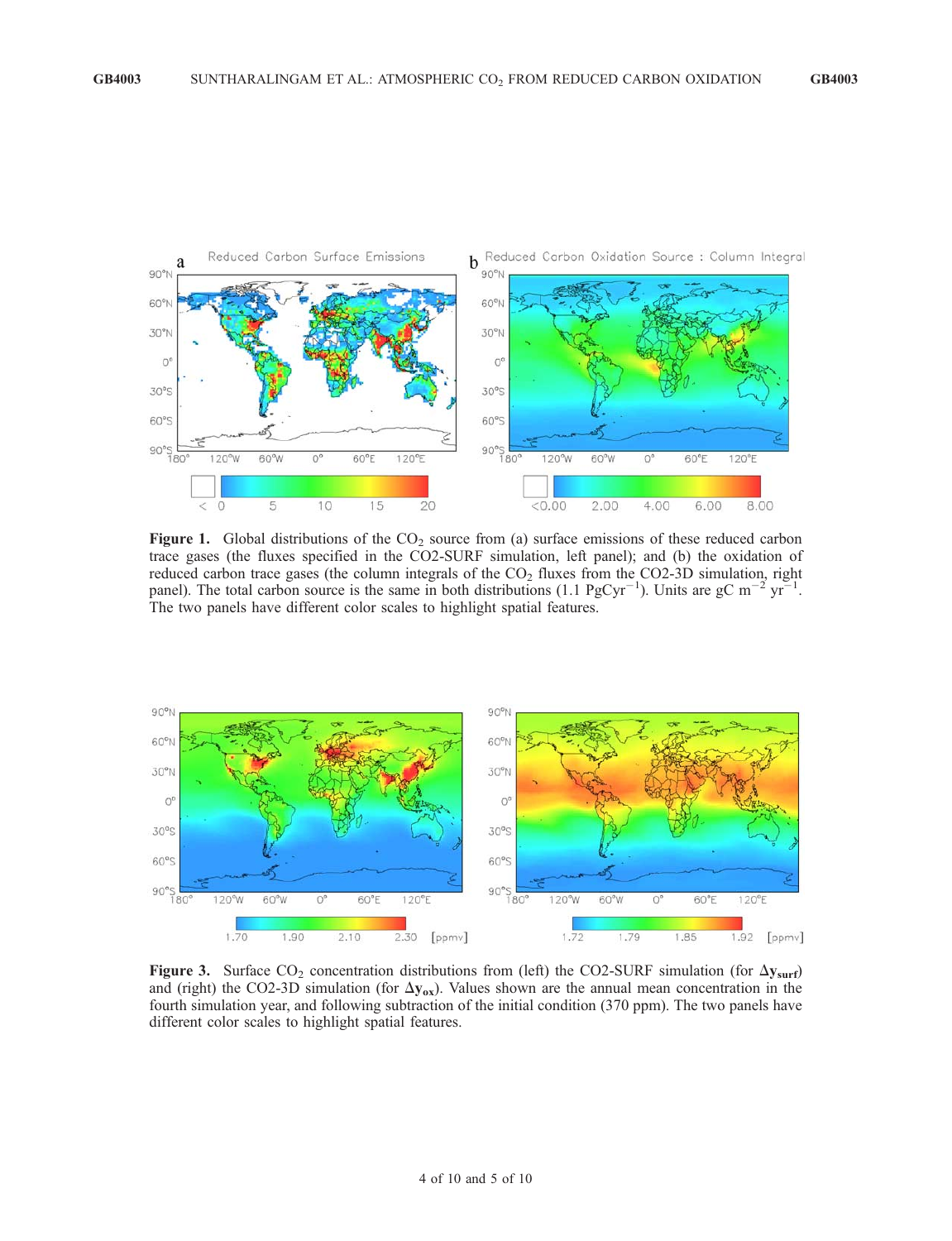**Figure 1.** Global distributions of the $CO_2$ source from (a) surface emissions of these reduced carbon trace gases (the fluxes specified in the CO2-SURF simulation, left panel); and (b) the oxidation of reduced carbon trace gases (the column integrals of the $CO_2$ fluxes from the CO2-3D simulation, right panel). The total carbon source is the same in both distributions (1.1 $PgCyr^{-1}$). Units are gC $m^{-2}$ $yr^{-1}$. The two panels have different color scales to highlight spatial features.

**Figure 3.** Surface $CO_2$ concentration distributions from (left) the CO2-SURF simulation (for $\Delta \mathbf{y}_{\mathbf{surf}}$) and (right) the CO2-3D simulation (for $\Delta \mathbf{y}_{\mathbf{ox}}$). Values shown are the annual mean concentration in the fourth simulation year, and following subtraction of the initial condition (370 ppm). The two panels have different color scales to highlight spatial features.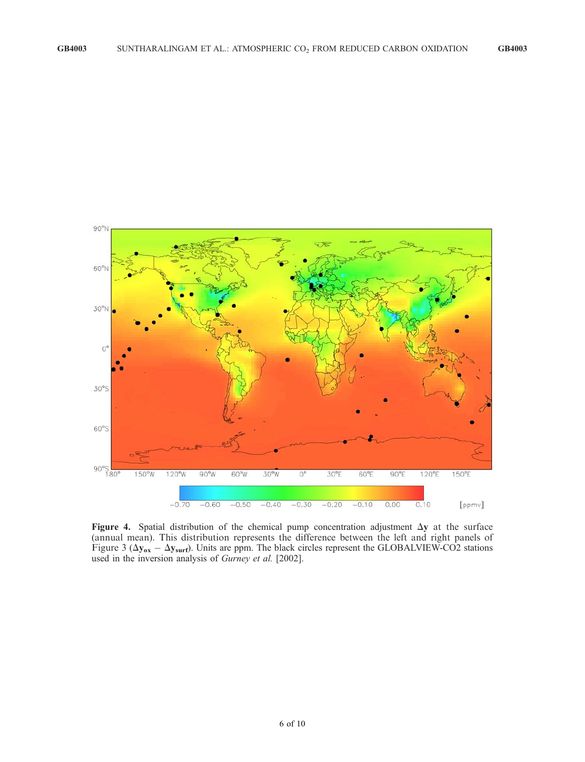90°N
60°N
30°N
0°
30°S
60°S
90°S

180° 150°W 120°W 90°W 60°W 30°W 0° 30°E 60°E 90°E 120°E 150°E

−0.70 −0.60 −0.50 −0.40 −0.30 −0.20 −0.10 0.00 0.10 [ppmv]

**Figure 4.** Spatial distribution of the chemical pump concentration adjustment $\mathbf{\Delta y}$ at the surface (annual mean). This distribution represents the difference between the left and right panels of Figure 3 ($\mathbf{\Delta y_{ox}} - \mathbf{\Delta y_{surf}}$). Units are ppm. The black circles represent the GLOBALVIEW-CO2 stations used in the inversion analysis of *Gurney et al.* [2002].